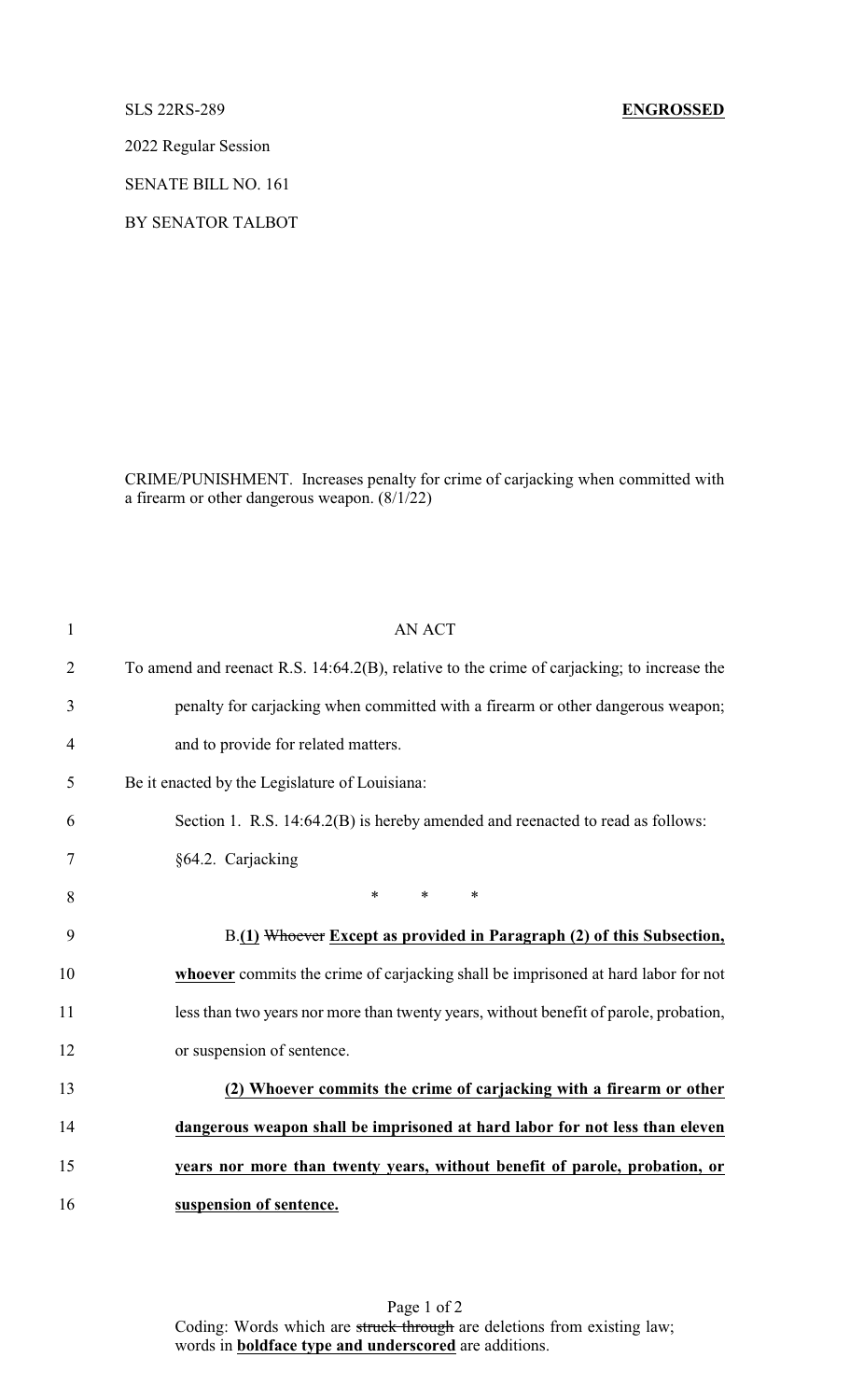SLS 22RS-289 **ENGROSSED**

2022 Regular Session

SENATE BILL NO. 161

BY SENATOR TALBOT

CRIME/PUNISHMENT. Increases penalty for crime of carjacking when committed with a firearm or other dangerous weapon. (8/1/22)

1 AN ACT

2 To amend and reenact R.S. 14:64.2(B), relative to the crime of carjacking; to increase the

3 penalty for carjacking when committed with a firearm or other dangerous weapon;

4 and to provide for related matters.

5 Be it enacted by the Legislature of Louisiana:

6 Section 1. R.S. 14:64.2(B) is hereby amended and reenacted to read as follows:

7 §64.2. Carjacking

8 * * *

9 B.**<u>(1)</u>** ~~Whoever~~ **<u>Except as provided in Paragraph (2) of this Subsection,</u>**

10 **<u>whoever</u>** commits the crime of carjacking shall be imprisoned at hard labor for not

11 less than two years nor more than twenty years, without benefit of parole, probation,

12 or suspension of sentence.

13 **<u>(2) Whoever commits the crime of carjacking with a firearm or other</u>**

14 **<u>dangerous weapon shall be imprisoned at hard labor for not less than eleven</u>**

15 **<u>years nor more than twenty years, without benefit of parole, probation, or</u>**

16 **<u>suspension of sentence.</u>**

Coding: Words which are ~~struck through~~ are deletions from existing law; words in **<u>boldface type and underscored</u>** are additions.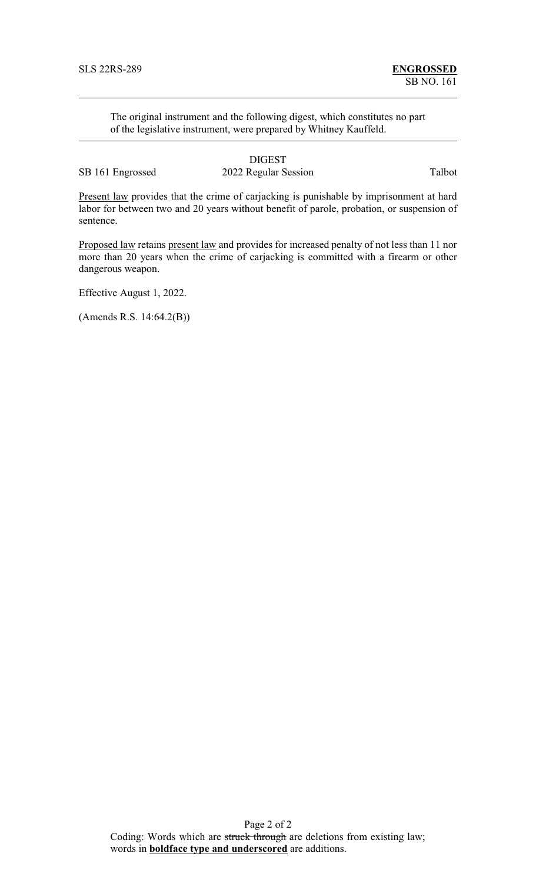The original instrument and the following digest, which constitutes no part of the legislative instrument, were prepared by Whitney Kauffeld.

DIGEST

SB 161 Engrossed 2022 Regular Session Talbot

Present law provides that the crime of carjacking is punishable by imprisonment at hard labor for between two and 20 years without benefit of parole, probation, or suspension of sentence.

Proposed law retains present law and provides for increased penalty of not less than 11 nor more than 20 years when the crime of carjacking is committed with a firearm or other dangerous weapon.

Effective August 1, 2022.

(Amends R.S. 14:64.2(B))

Coding: Words which are ~~struck through~~ are deletions from existing law; words in **boldface type and underscored** are additions.